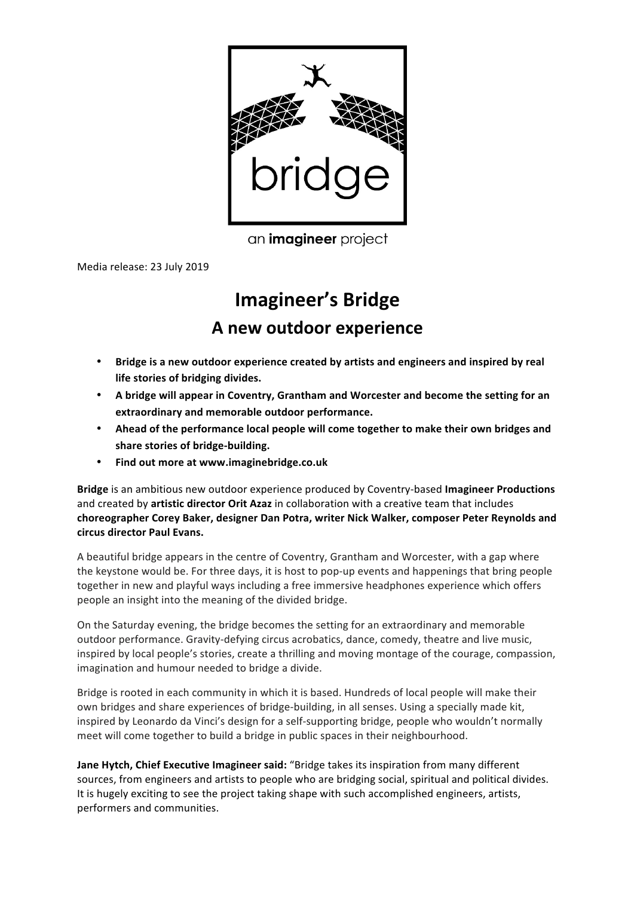bridge

an **imagineer** project

Media release: 23 July 2019

# Imagineer's Bridge

## A new outdoor experience

- **Bridge is a new outdoor experience created by artists and engineers and inspired by real life stories of bridging divides.**
- **A bridge will appear in Coventry, Grantham and Worcester and become the setting for an extraordinary and memorable outdoor performance.**
- **Ahead of the performance local people will come together to make their own bridges and share stories of bridge-building.**
- **Find out more at www.imaginebridge.co.uk**

**Bridge** is an ambitious new outdoor experience produced by Coventry-based **Imagineer Productions** and created by **artistic director Orit Azaz** in collaboration with a creative team that includes **choreographer Corey Baker, designer Dan Potra, writer Nick Walker, composer Peter Reynolds and circus director Paul Evans.**

A beautiful bridge appears in the centre of Coventry, Grantham and Worcester, with a gap where the keystone would be. For three days, it is host to pop-up events and happenings that bring people together in new and playful ways including a free immersive headphones experience which offers people an insight into the meaning of the divided bridge.

On the Saturday evening, the bridge becomes the setting for an extraordinary and memorable outdoor performance. Gravity-defying circus acrobatics, dance, comedy, theatre and live music, inspired by local people's stories, create a thrilling and moving montage of the courage, compassion, imagination and humour needed to bridge a divide.

Bridge is rooted in each community in which it is based. Hundreds of local people will make their own bridges and share experiences of bridge-building, in all senses. Using a specially made kit, inspired by Leonardo da Vinci's design for a self-supporting bridge, people who wouldn't normally meet will come together to build a bridge in public spaces in their neighbourhood.

**Jane Hytch, Chief Executive Imagineer said:** "Bridge takes its inspiration from many different sources, from engineers and artists to people who are bridging social, spiritual and political divides. It is hugely exciting to see the project taking shape with such accomplished engineers, artists, performers and communities.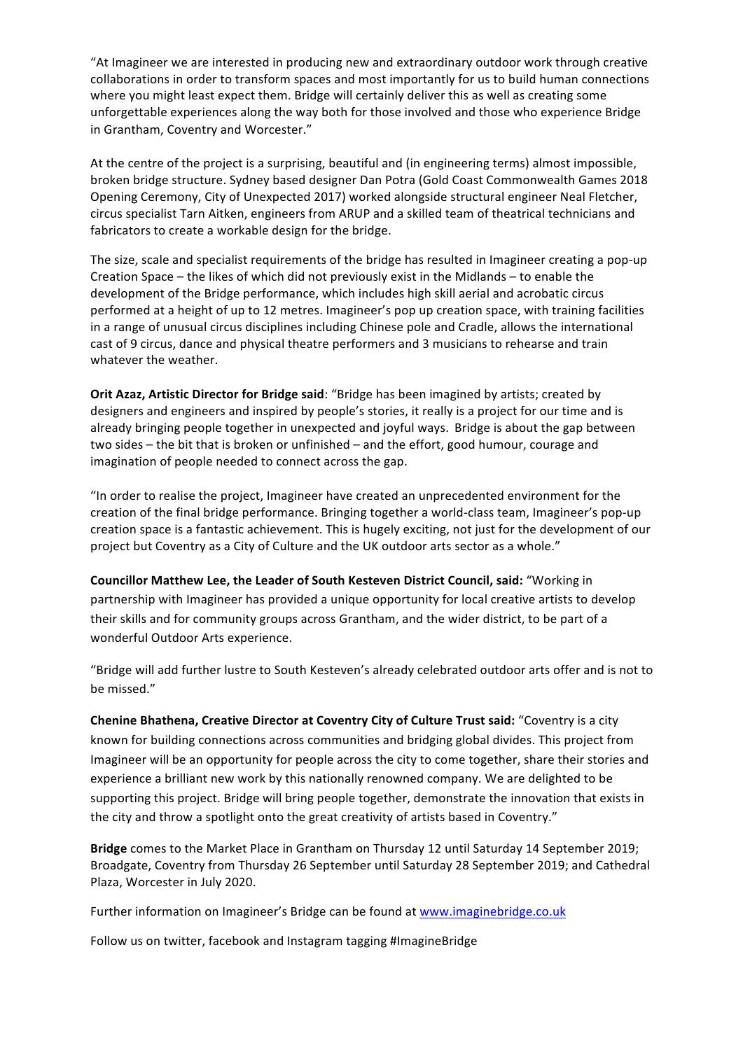"At Imagineer we are interested in producing new and extraordinary outdoor work through creative collaborations in order to transform spaces and most importantly for us to build human connections where you might least expect them. Bridge will certainly deliver this as well as creating some unforgettable experiences along the way both for those involved and those who experience Bridge in Grantham, Coventry and Worcester."

At the centre of the project is a surprising, beautiful and (in engineering terms) almost impossible, broken bridge structure. Sydney based designer Dan Potra (Gold Coast Commonwealth Games 2018 Opening Ceremony, City of Unexpected 2017) worked alongside structural engineer Neal Fletcher, circus specialist Tarn Aitken, engineers from ARUP and a skilled team of theatrical technicians and fabricators to create a workable design for the bridge.

The size, scale and specialist requirements of the bridge has resulted in Imagineer creating a pop-up Creation Space – the likes of which did not previously exist in the Midlands – to enable the development of the Bridge performance, which includes high skill aerial and acrobatic circus performed at a height of up to 12 metres. Imagineer's pop up creation space, with training facilities in a range of unusual circus disciplines including Chinese pole and Cradle, allows the international cast of 9 circus, dance and physical theatre performers and 3 musicians to rehearse and train whatever the weather.

**Orit Azaz, Artistic Director for Bridge said**: "Bridge has been imagined by artists; created by designers and engineers and inspired by people's stories, it really is a project for our time and is already bringing people together in unexpected and joyful ways. Bridge is about the gap between two sides – the bit that is broken or unfinished – and the effort, good humour, courage and imagination of people needed to connect across the gap.

"In order to realise the project, Imagineer have created an unprecedented environment for the creation of the final bridge performance. Bringing together a world-class team, Imagineer's pop-up creation space is a fantastic achievement. This is hugely exciting, not just for the development of our project but Coventry as a City of Culture and the UK outdoor arts sector as a whole."

**Councillor Matthew Lee, the Leader of South Kesteven District Council, said:** "Working in partnership with Imagineer has provided a unique opportunity for local creative artists to develop their skills and for community groups across Grantham, and the wider district, to be part of a wonderful Outdoor Arts experience.

"Bridge will add further lustre to South Kesteven's already celebrated outdoor arts offer and is not to be missed."

**Chenine Bhathena, Creative Director at Coventry City of Culture Trust said:** "Coventry is a city known for building connections across communities and bridging global divides. This project from Imagineer will be an opportunity for people across the city to come together, share their stories and experience a brilliant new work by this nationally renowned company. We are delighted to be supporting this project. Bridge will bring people together, demonstrate the innovation that exists in the city and throw a spotlight onto the great creativity of artists based in Coventry."

**Bridge** comes to the Market Place in Grantham on Thursday 12 until Saturday 14 September 2019; Broadgate, Coventry from Thursday 26 September until Saturday 28 September 2019; and Cathedral Plaza, Worcester in July 2020.

Further information on Imagineer's Bridge can be found at www.imaginebridge.co.uk

Follow us on twitter, facebook and Instagram tagging #ImagineBridge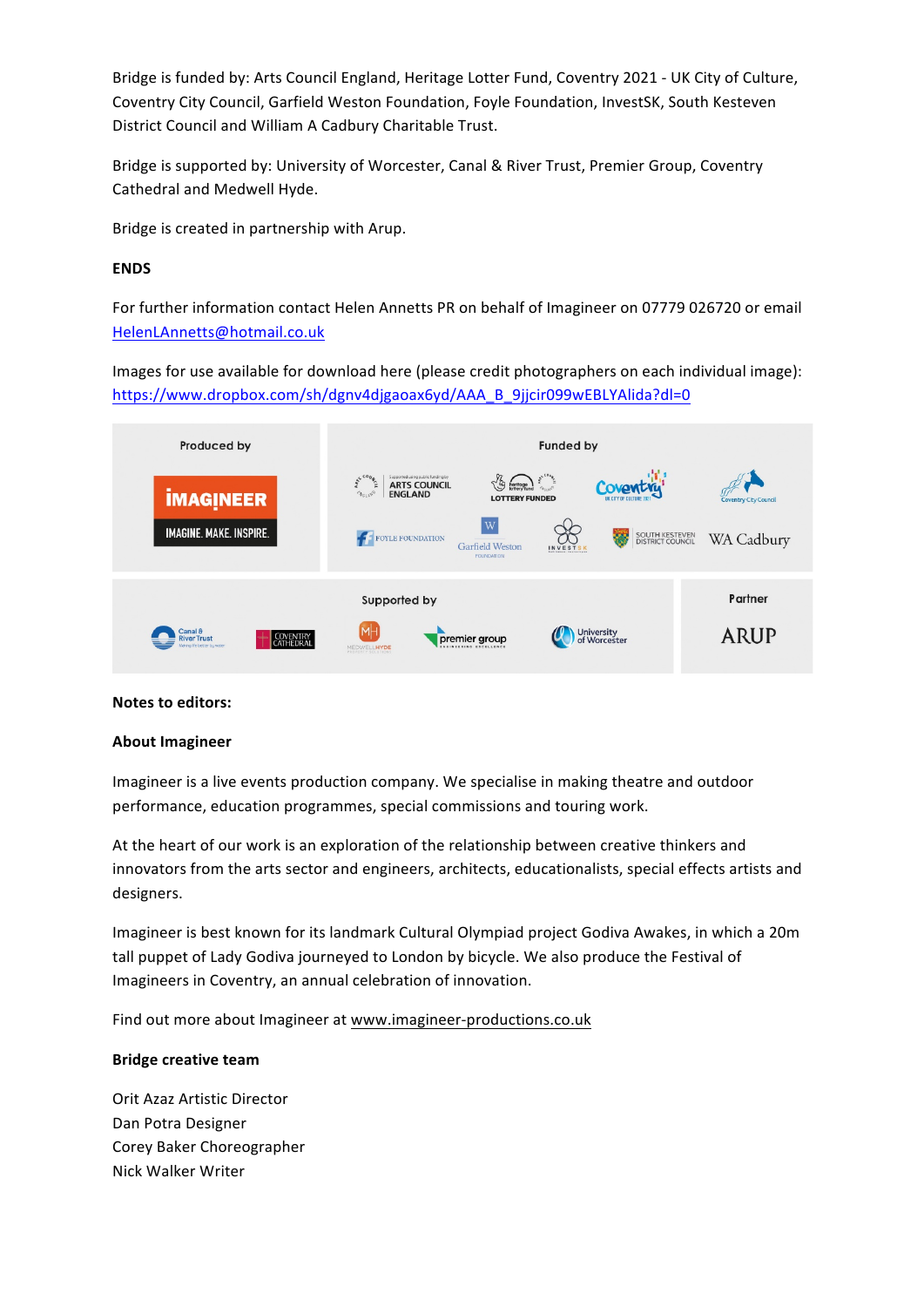Bridge is funded by: Arts Council England, Heritage Lotter Fund, Coventry 2021 - UK City of Culture, Coventry City Council, Garfield Weston Foundation, Foyle Foundation, InvestSK, South Kesteven District Council and William A Cadbury Charitable Trust.

Bridge is supported by: University of Worcester, Canal & River Trust, Premier Group, Coventry Cathedral and Medwell Hyde.

Bridge is created in partnership with Arup.

**ENDS**

For further information contact Helen Annetts PR on behalf of Imagineer on 07779 026720 or email [HelenLAnnetts@hotmail.co.uk](mailto:HelenLAnnetts@hotmail.co.uk)

Images for use available for download here (please credit photographers on each individual image): https://www.dropbox.com/sh/dgnv4djgaoax6yd/AAA_B_9jjcir099wEBLYAlida?dl=0

| Produced by | Funded by |
|---|---|
| IMAGINEER IMAGINE. MAKE. INSPIRE. | Arts Council England, Heritage Lottery Fund (Lottery Funded), Coventry UK City of Culture 2021, Coventry City Council, Foyle Foundation, Garfield Weston Foundation, InvestSK, South Kesteven District Council, WA Cadbury |

| Supported by | Partner |
|---|---|
| Canal & River Trust, Coventry Cathedral, Medwell Hyde, premier group, University of Worcester | ARUP |

**Notes to editors:**

**About Imagineer**

Imagineer is a live events production company. We specialise in making theatre and outdoor performance, education programmes, special commissions and touring work.

At the heart of our work is an exploration of the relationship between creative thinkers and innovators from the arts sector and engineers, architects, educationalists, special effects artists and designers.

Imagineer is best known for its landmark Cultural Olympiad project Godiva Awakes, in which a 20m tall puppet of Lady Godiva journeyed to London by bicycle. We also produce the Festival of Imagineers in Coventry, an annual celebration of innovation.

Find out more about Imagineer at www.imagineer-productions.co.uk

**Bridge creative team**

Orit Azaz Artistic Director
Dan Potra Designer
Corey Baker Choreographer
Nick Walker Writer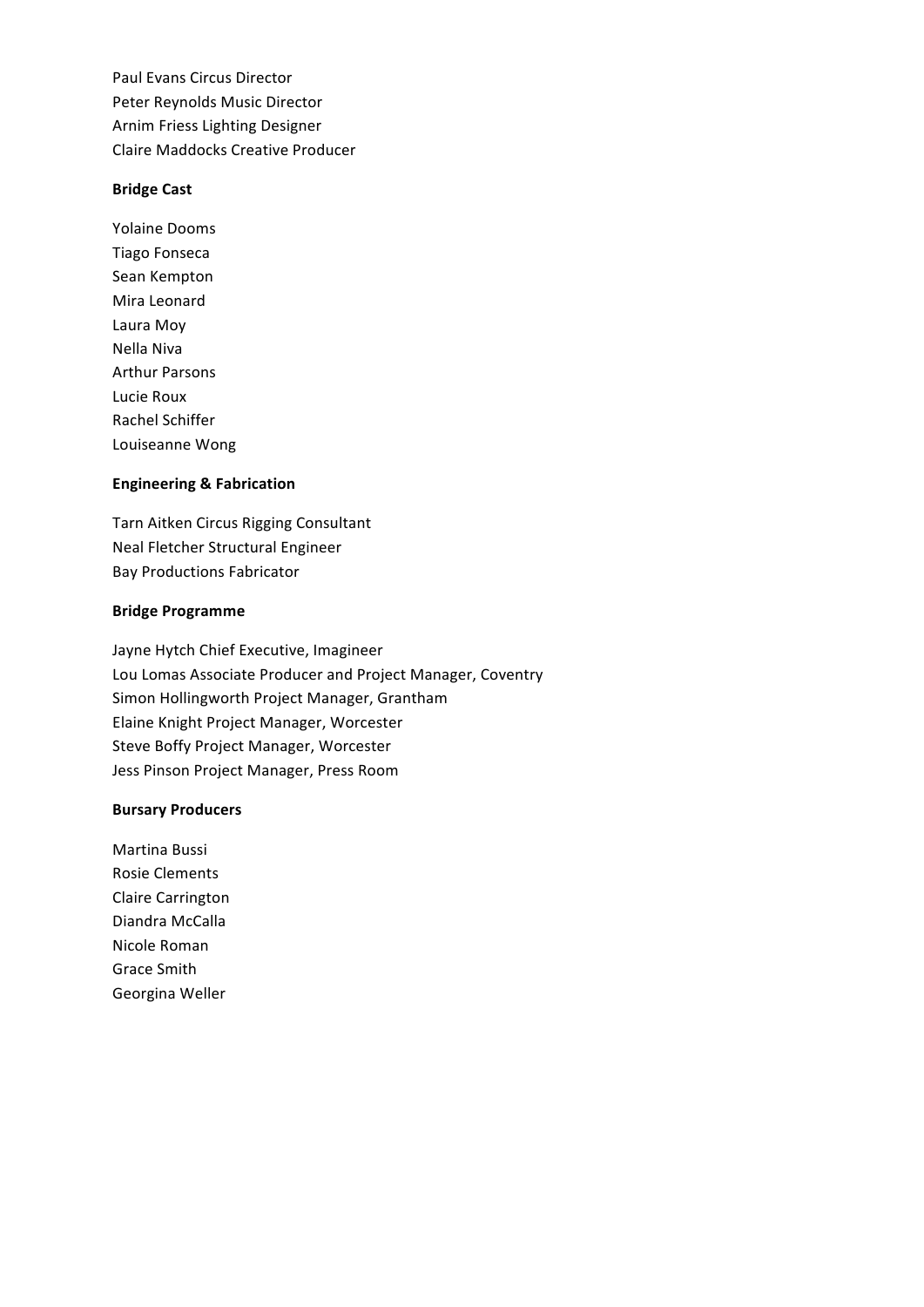Paul Evans Circus Director
Peter Reynolds Music Director
Arnim Friess Lighting Designer
Claire Maddocks Creative Producer

**Bridge Cast**

Yolaine Dooms
Tiago Fonseca
Sean Kempton
Mira Leonard
Laura Moy
Nella Niva
Arthur Parsons
Lucie Roux
Rachel Schiffer
Louiseanne Wong

**Engineering & Fabrication**

Tarn Aitken Circus Rigging Consultant
Neal Fletcher Structural Engineer
Bay Productions Fabricator

**Bridge Programme**

Jayne Hytch Chief Executive, Imagineer
Lou Lomas Associate Producer and Project Manager, Coventry
Simon Hollingworth Project Manager, Grantham
Elaine Knight Project Manager, Worcester
Steve Boffy Project Manager, Worcester
Jess Pinson Project Manager, Press Room

**Bursary Producers**

Martina Bussi
Rosie Clements
Claire Carrington
Diandra McCalla
Nicole Roman
Grace Smith
Georgina Weller